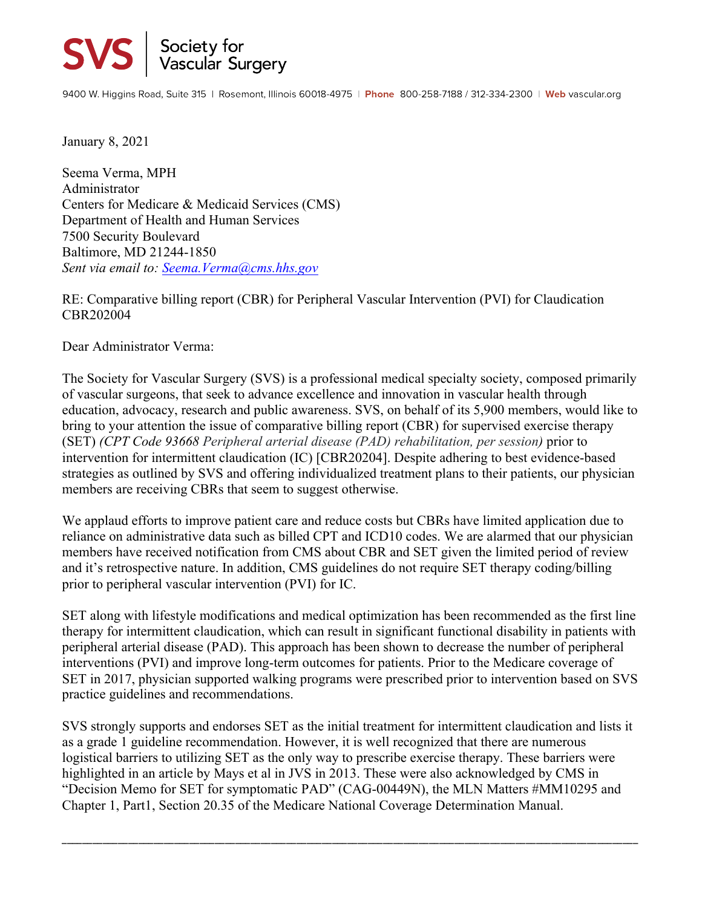**SVS** | Society for Vascular Surgery

9400 W. Higgins Road, Suite 315 | Rosemont, Illinois 60018-4975 | **Phone** 800-258-7188 / 312-334-2300 | **Web** vascular.org

January 8, 2021

Seema Verma, MPH
Administrator
Centers for Medicare & Medicaid Services (CMS)
Department of Health and Human Services
7500 Security Boulevard
Baltimore, MD 21244-1850
*Sent via email to: Seema.Verma@cms.hhs.gov*

RE: Comparative billing report (CBR) for Peripheral Vascular Intervention (PVI) for Claudication CBR202004

Dear Administrator Verma:

The Society for Vascular Surgery (SVS) is a professional medical specialty society, composed primarily of vascular surgeons, that seek to advance excellence and innovation in vascular health through education, advocacy, research and public awareness. SVS, on behalf of its 5,900 members, would like to bring to your attention the issue of comparative billing report (CBR) for supervised exercise therapy (SET) *(CPT Code 93668 Peripheral arterial disease (PAD) rehabilitation, per session)* prior to intervention for intermittent claudication (IC) [CBR20204]. Despite adhering to best evidence-based strategies as outlined by SVS and offering individualized treatment plans to their patients, our physician members are receiving CBRs that seem to suggest otherwise.

We applaud efforts to improve patient care and reduce costs but CBRs have limited application due to reliance on administrative data such as billed CPT and ICD10 codes. We are alarmed that our physician members have received notification from CMS about CBR and SET given the limited period of review and it's retrospective nature. In addition, CMS guidelines do not require SET therapy coding/billing prior to peripheral vascular intervention (PVI) for IC.

SET along with lifestyle modifications and medical optimization has been recommended as the first line therapy for intermittent claudication, which can result in significant functional disability in patients with peripheral arterial disease (PAD). This approach has been shown to decrease the number of peripheral interventions (PVI) and improve long-term outcomes for patients. Prior to the Medicare coverage of SET in 2017, physician supported walking programs were prescribed prior to intervention based on SVS practice guidelines and recommendations.

SVS strongly supports and endorses SET as the initial treatment for intermittent claudication and lists it as a grade 1 guideline recommendation. However, it is well recognized that there are numerous logistical barriers to utilizing SET as the only way to prescribe exercise therapy. These barriers were highlighted in an article by Mays et al in JVS in 2013. These were also acknowledged by CMS in "Decision Memo for SET for symptomatic PAD" (CAG-00449N), the MLN Matters #MM10295 and Chapter 1, Part1, Section 20.35 of the Medicare National Coverage Determination Manual.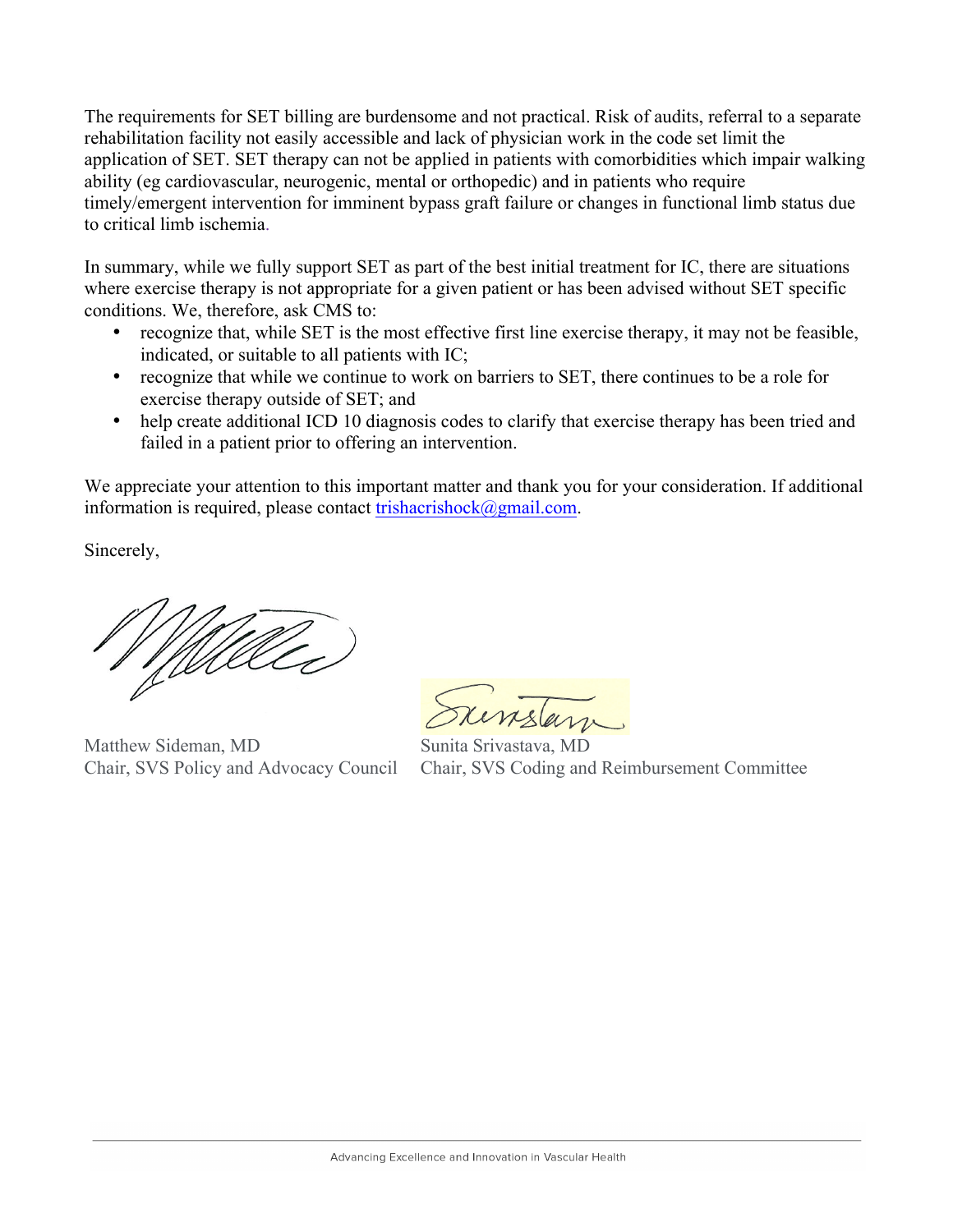The requirements for SET billing are burdensome and not practical. Risk of audits, referral to a separate rehabilitation facility not easily accessible and lack of physician work in the code set limit the application of SET. SET therapy can not be applied in patients with comorbidities which impair walking ability (eg cardiovascular, neurogenic, mental or orthopedic) and in patients who require timely/emergent intervention for imminent bypass graft failure or changes in functional limb status due to critical limb ischemia.

In summary, while we fully support SET as part of the best initial treatment for IC, there are situations where exercise therapy is not appropriate for a given patient or has been advised without SET specific conditions. We, therefore, ask CMS to:

- recognize that, while SET is the most effective first line exercise therapy, it may not be feasible, indicated, or suitable to all patients with IC;
- recognize that while we continue to work on barriers to SET, there continues to be a role for exercise therapy outside of SET; and
- help create additional ICD 10 diagnosis codes to clarify that exercise therapy has been tried and failed in a patient prior to offering an intervention.

We appreciate your attention to this important matter and thank you for your consideration. If additional information is required, please contact trishacrishock@gmail.com.

Sincerely,

Matthew Sideman, MD
Chair, SVS Policy and Advocacy Council

Sunita Srivastava, MD
Chair, SVS Coding and Reimbursement Committee